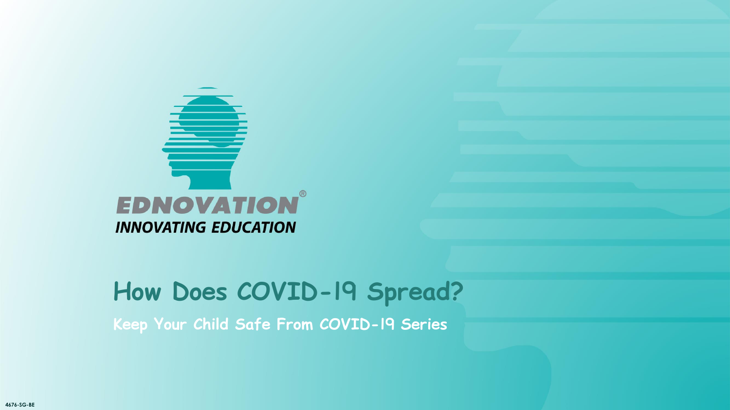EDNOVATION®

INNOVATING EDUCATION

# How Does COVID-19 Spread?

**Keep Your Child Safe From COVID-19 Series**

4676-SG-BE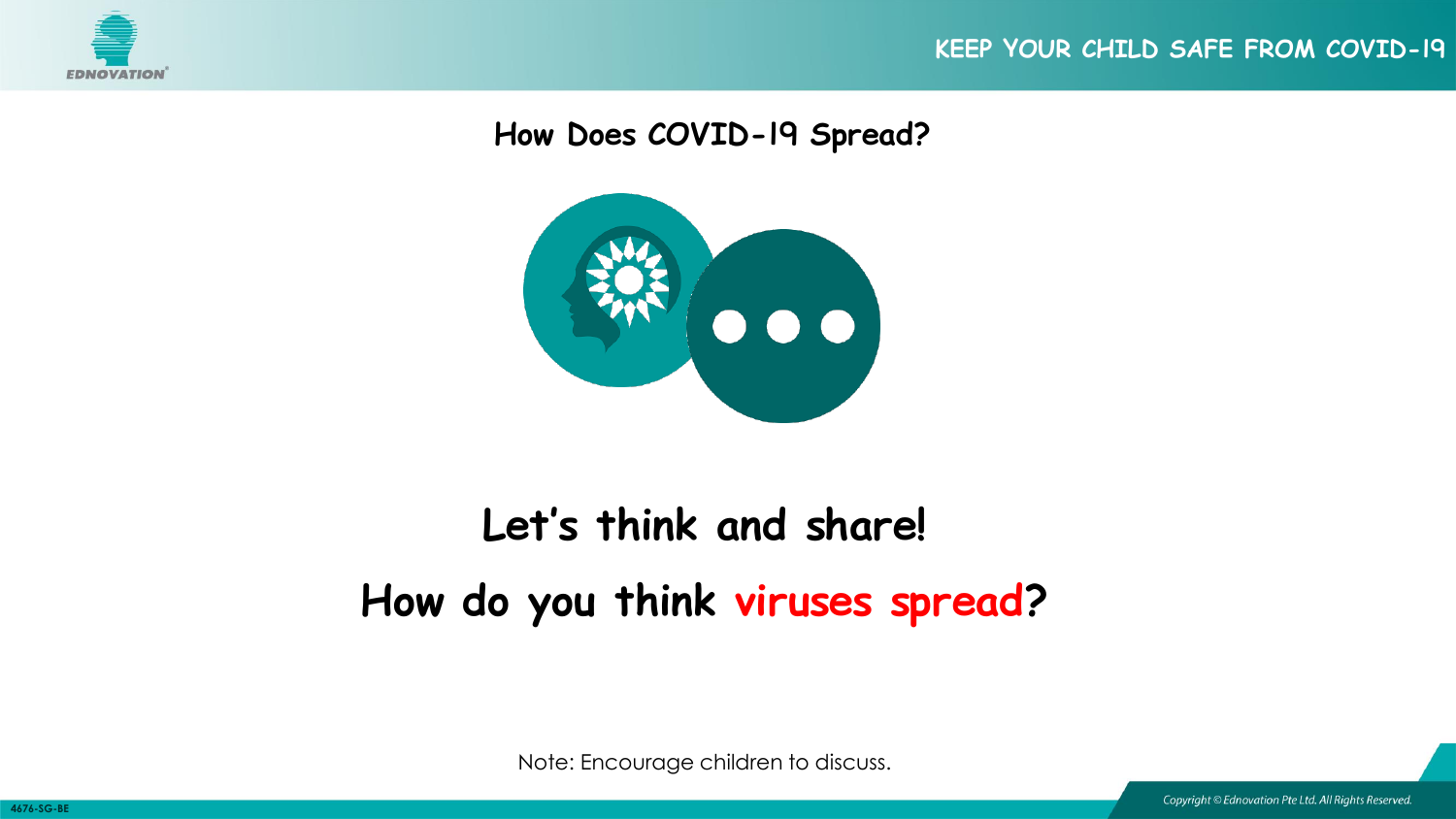## How Does COVID-19 Spread?

# Let's think and share!

# How do you think viruses spread?

Note: Encourage children to discuss.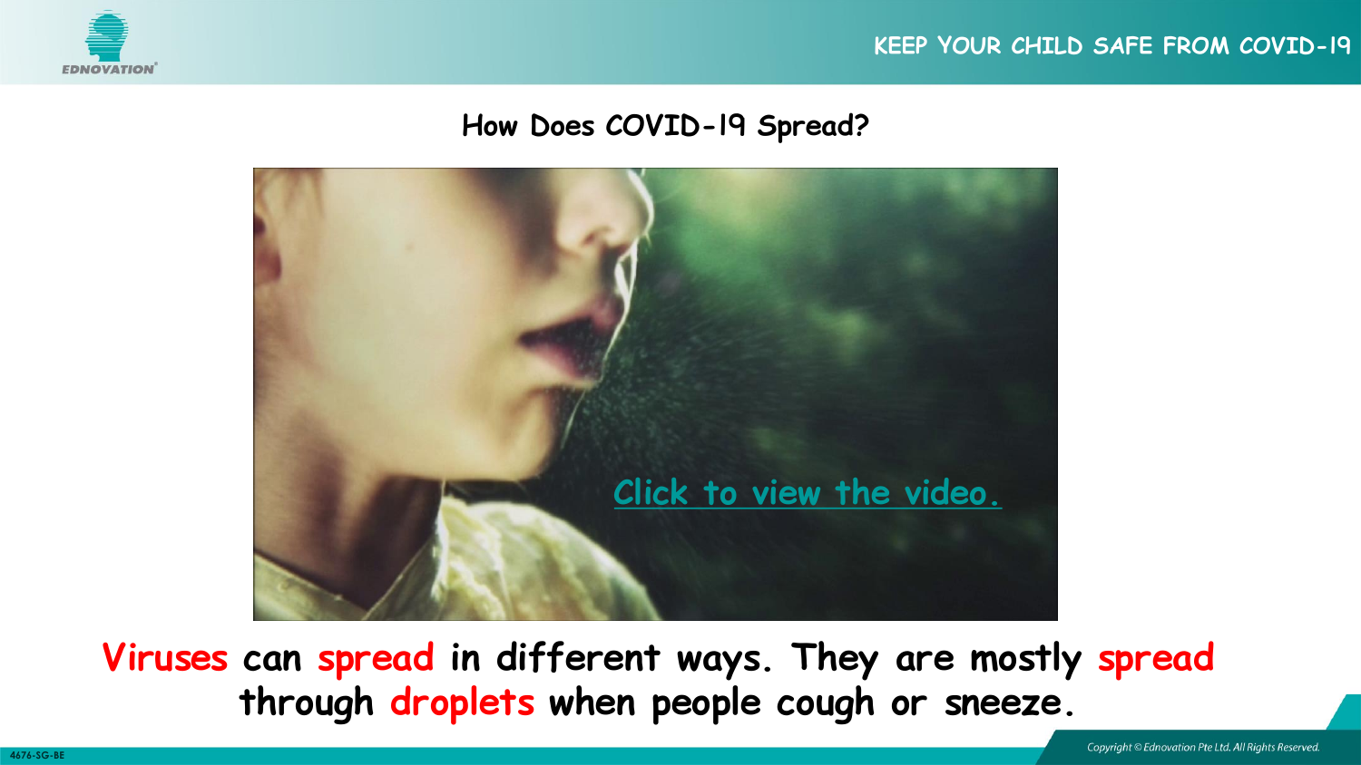## How Does COVID-19 Spread?

Click to view the video.

**Viruses can spread in different ways. They are mostly spread through droplets when people cough or sneeze.**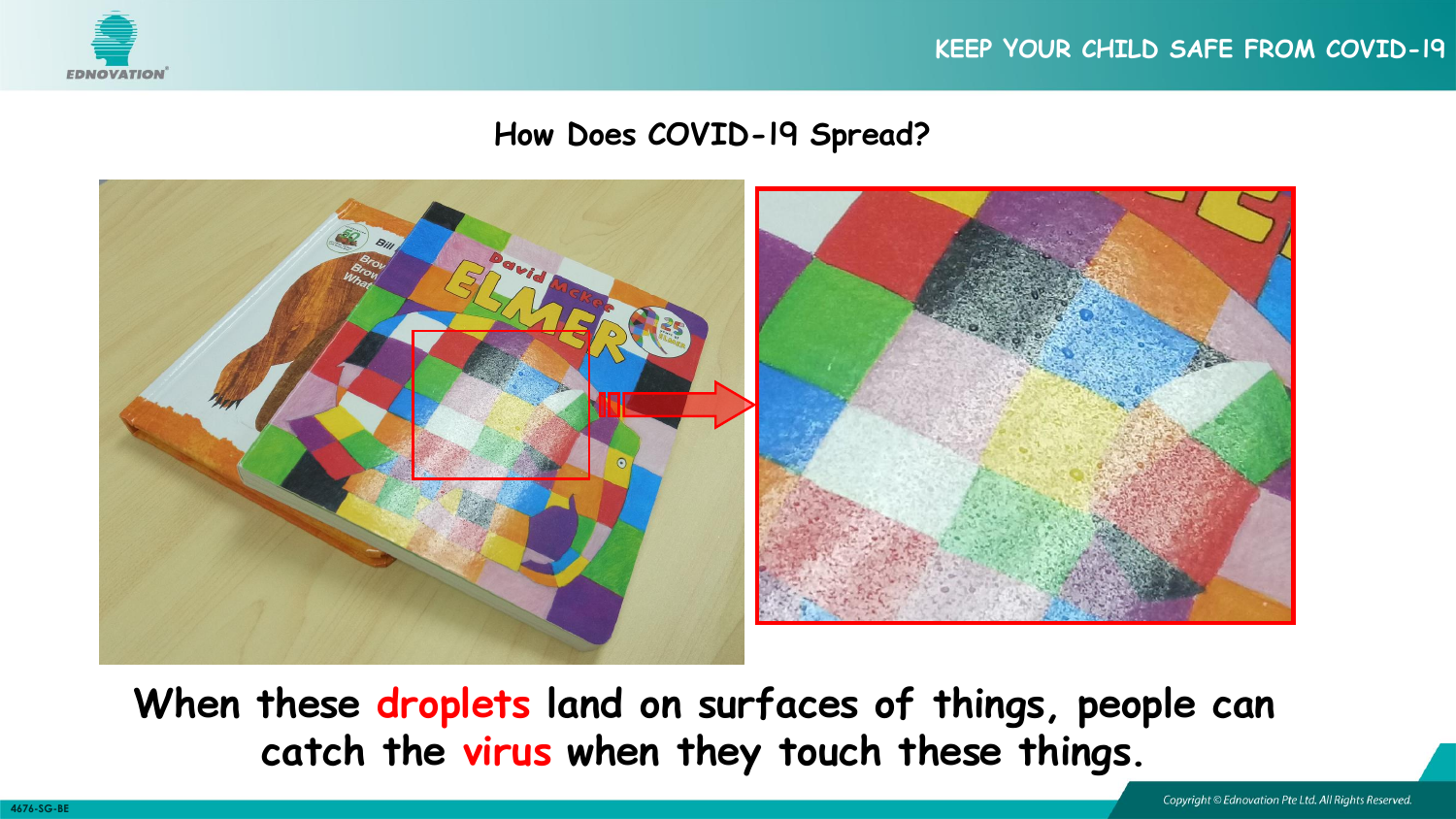## How Does COVID-19 Spread?

When these **droplets** land on surfaces of things, people can catch the **virus** when they touch these things.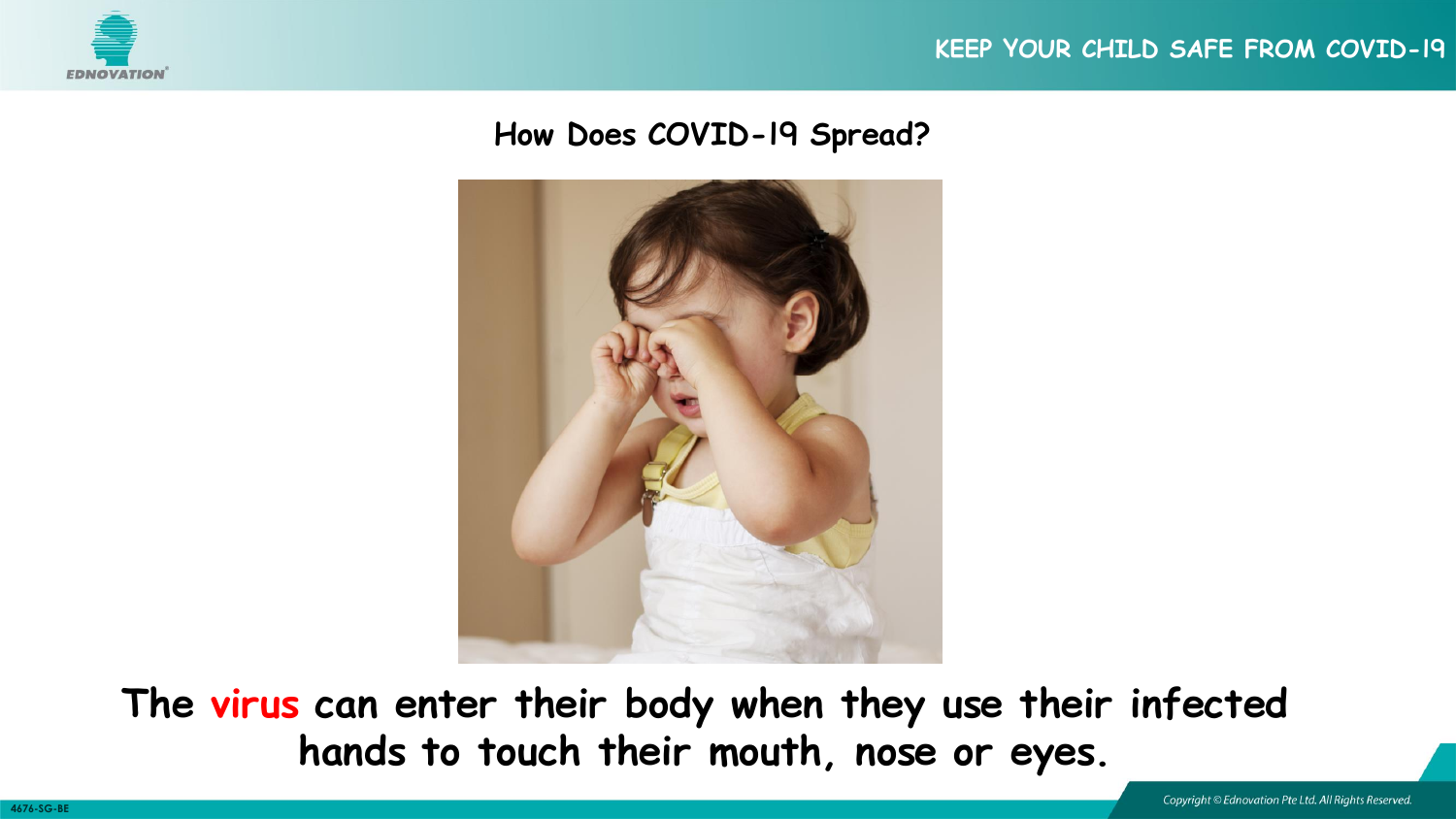## How Does COVID-19 Spread?

**The virus can enter their body when they use their infected hands to touch their mouth, nose or eyes.**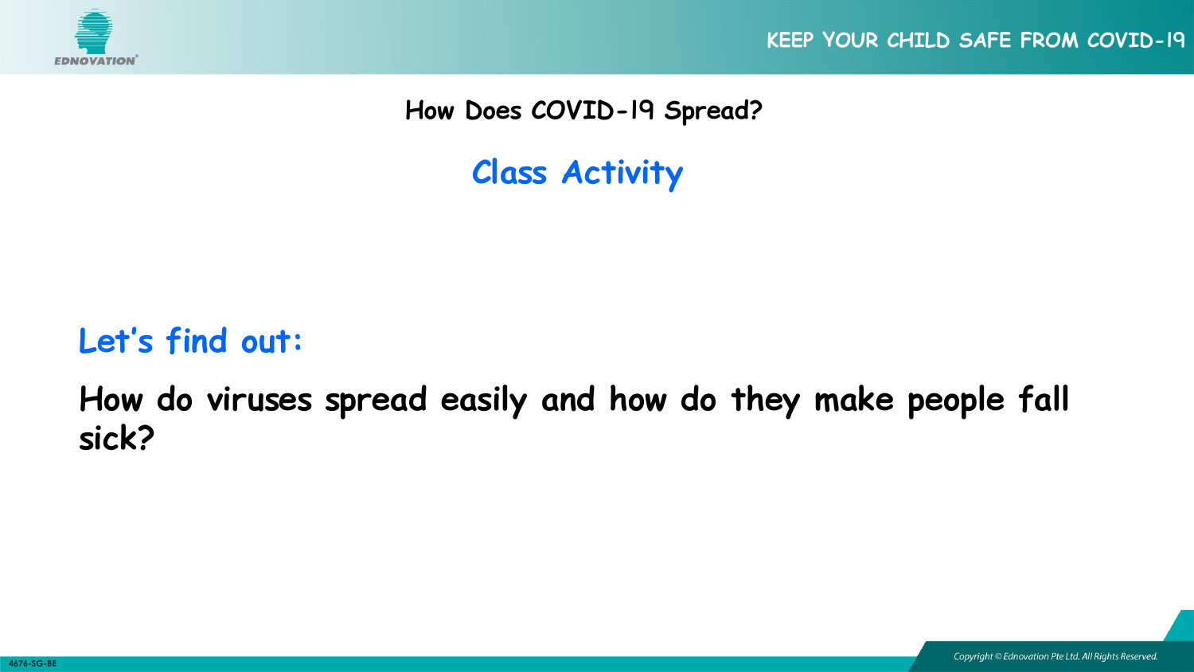## How Does COVID-19 Spread?

## Class Activity

**Let's find out:**

**How do viruses spread easily and how do they make people fall sick?**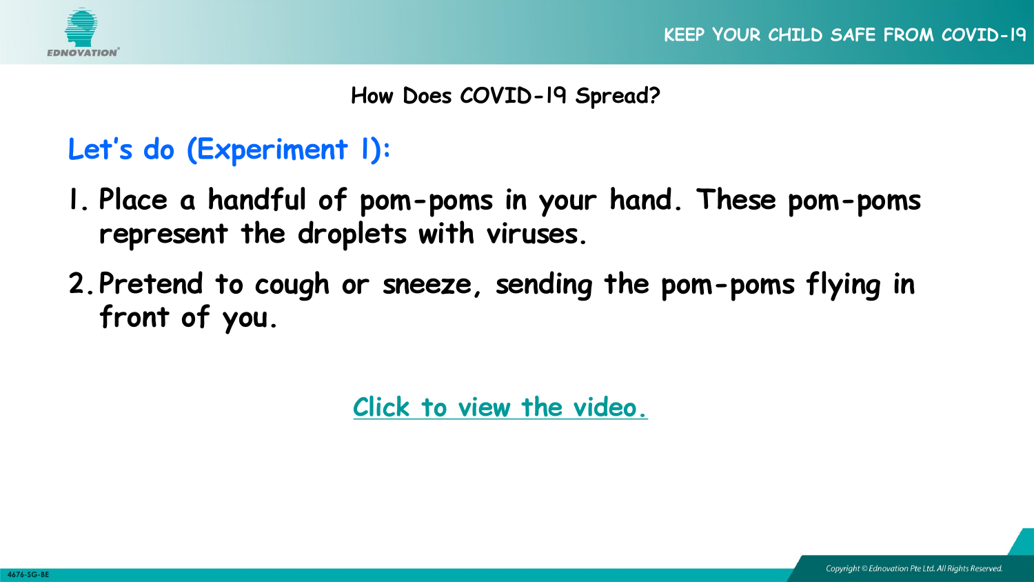## How Does COVID-19 Spread?

### Let's do (Experiment 1):

1. Place a handful of pom-poms in your hand. These pom-poms represent the droplets with viruses.
2. Pretend to cough or sneeze, sending the pom-poms flying in front of you.

Click to view the video.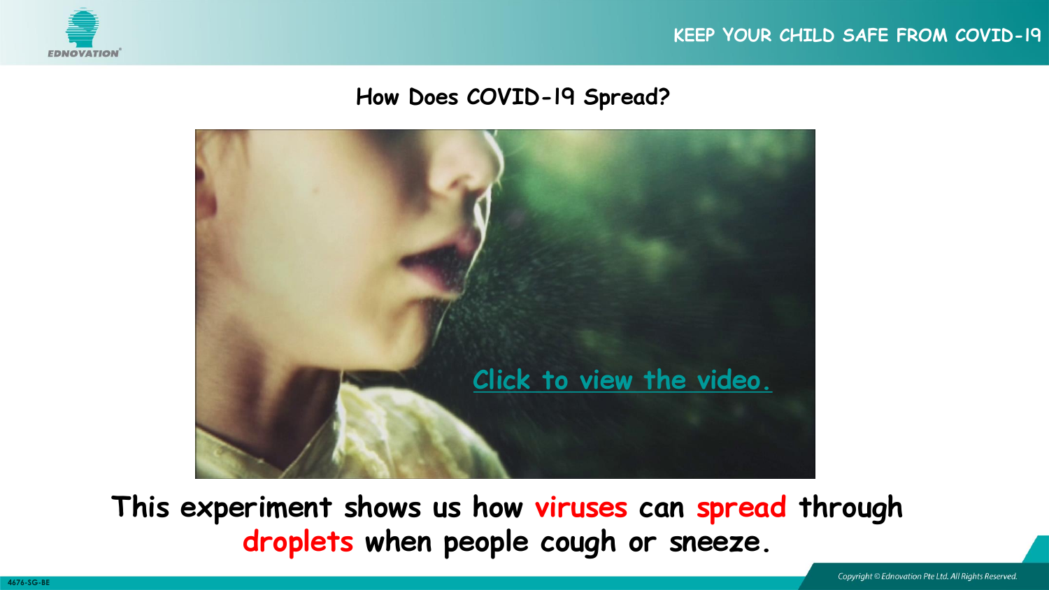## How Does COVID-19 Spread?

Click to view the video.

This experiment shows us how viruses can spread through droplets when people cough or sneeze.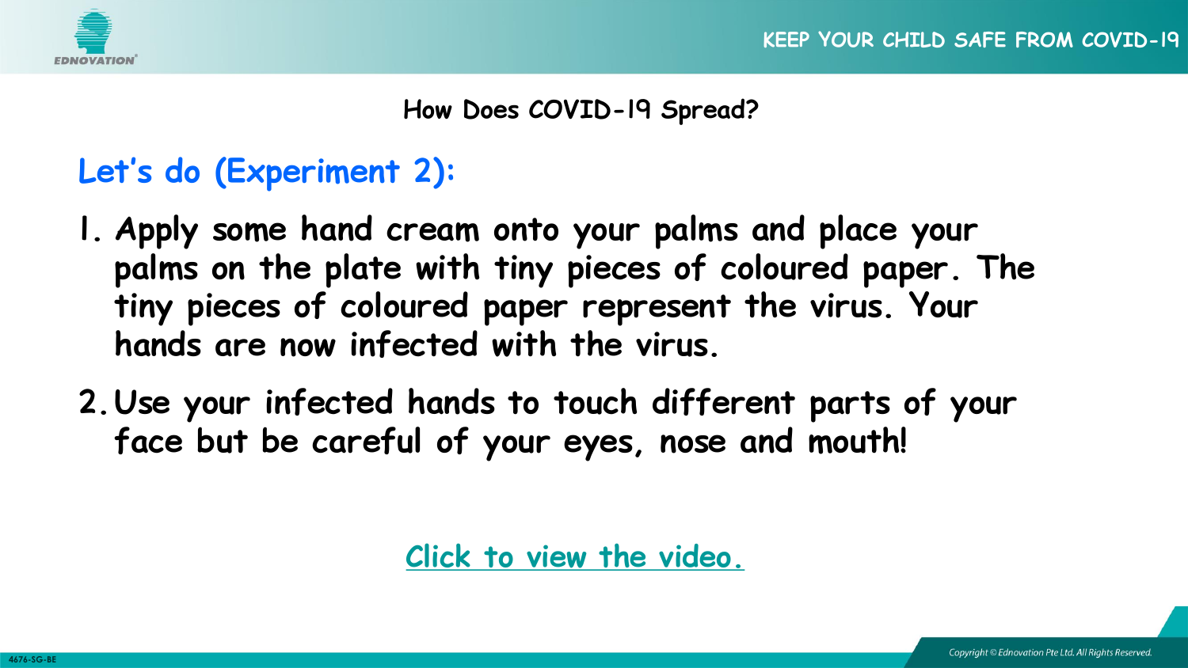## How Does COVID-19 Spread?

### Let's do (Experiment 2):

1. Apply some hand cream onto your palms and place your palms on the plate with tiny pieces of coloured paper. The tiny pieces of coloured paper represent the virus. Your hands are now infected with the virus.
2. Use your infected hands to touch different parts of your face but be careful of your eyes, nose and mouth!

Click to view the video.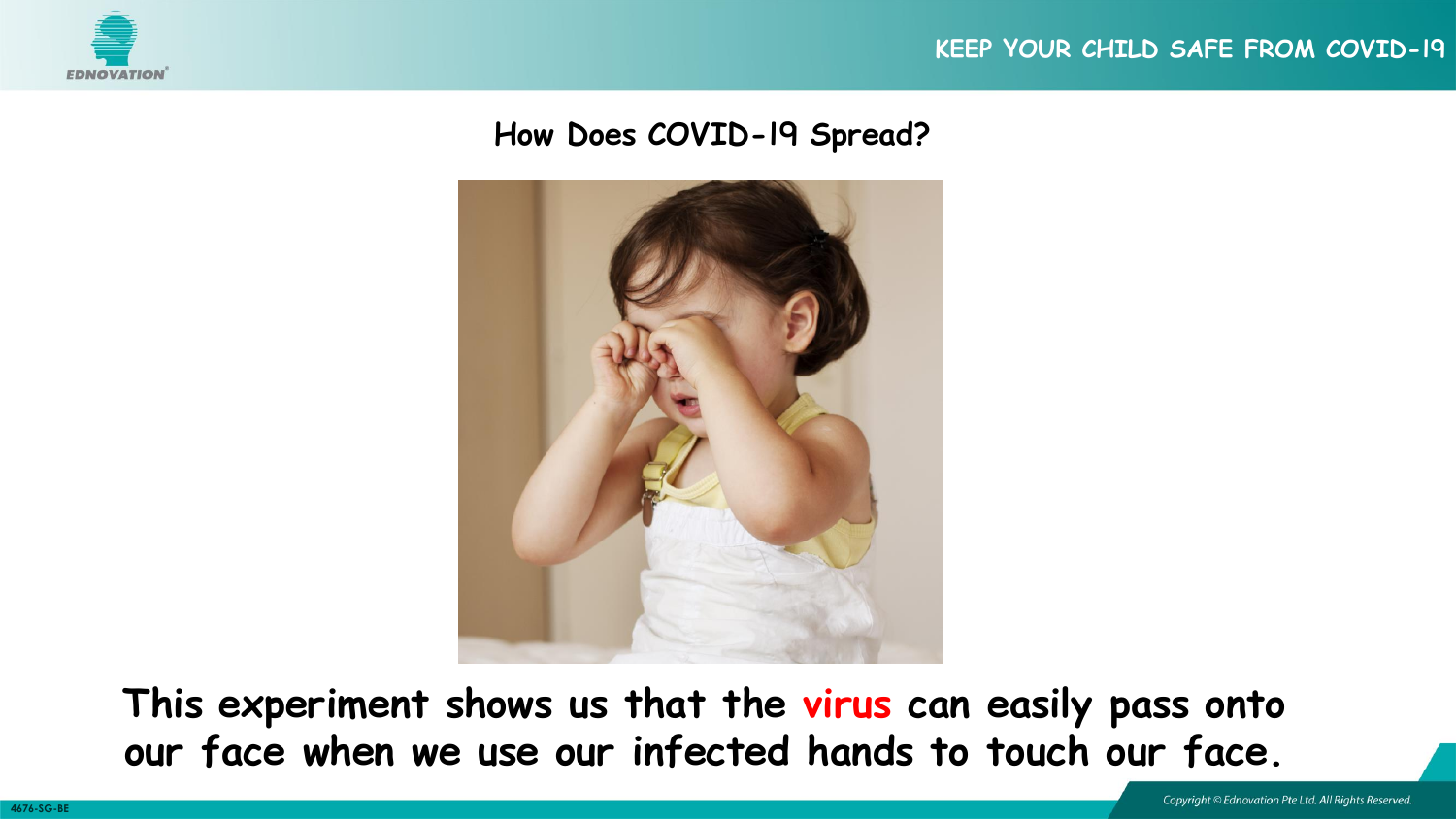## How Does COVID-19 Spread?

**This experiment shows us that the virus can easily pass onto our face when we use our infected hands to touch our face.**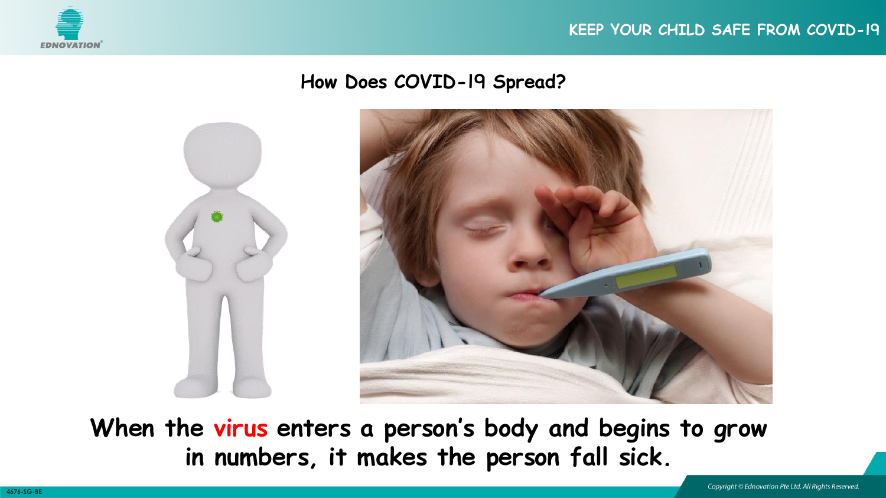## How Does COVID-19 Spread?

**When the virus enters a person's body and begins to grow in numbers, it makes the person fall sick.**